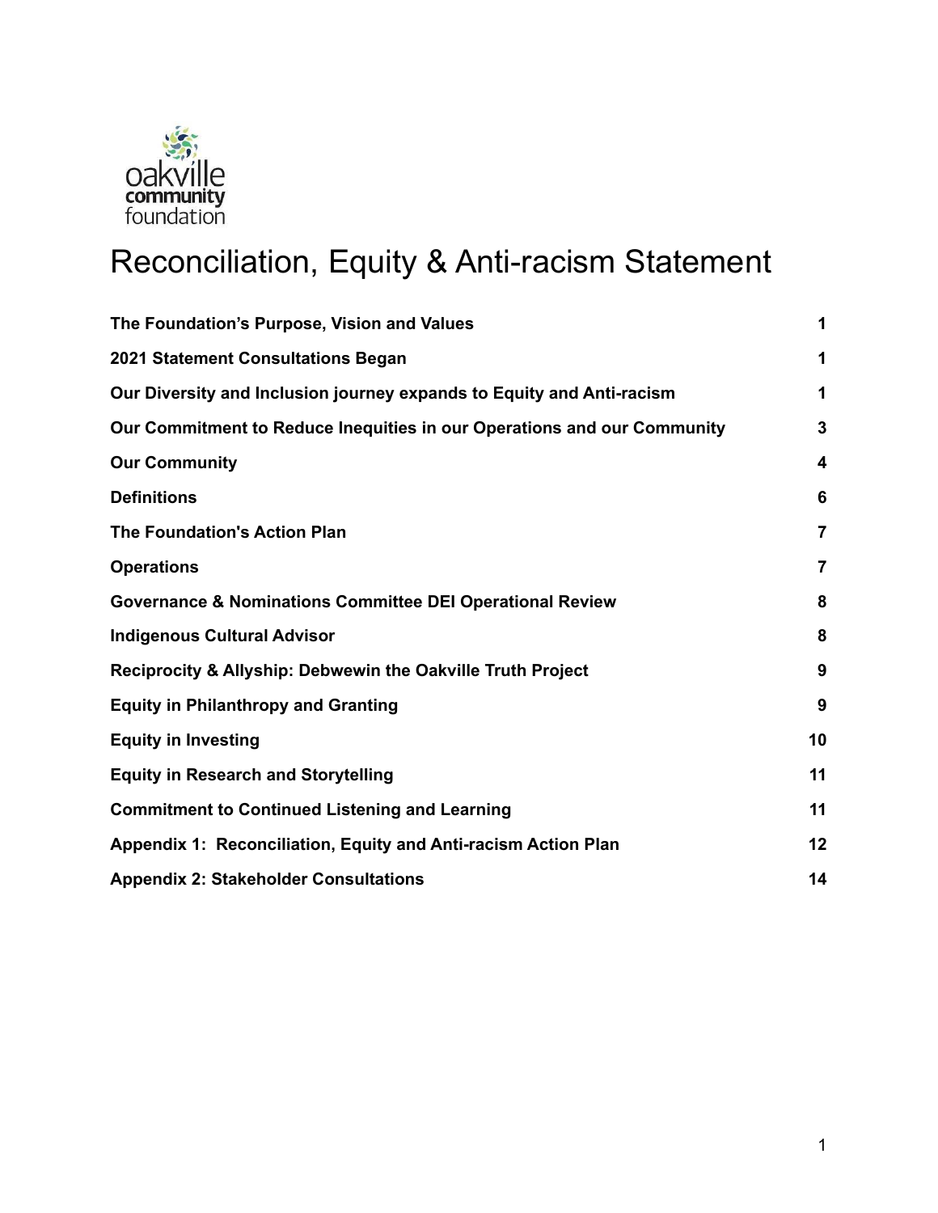oakville community foundation

# Reconciliation, Equity & Anti-racism Statement

| | |
|---|---|
| **The Foundation's Purpose, Vision and Values** | **1** |
| **2021 Statement Consultations Began** | **1** |
| **Our Diversity and Inclusion journey expands to Equity and Anti-racism** | **1** |
| **Our Commitment to Reduce Inequities in our Operations and our Community** | **3** |
| **Our Community** | **4** |
| **Definitions** | **6** |
| **The Foundation's Action Plan** | **7** |
| **Operations** | **7** |
| **Governance & Nominations Committee DEI Operational Review** | **8** |
| **Indigenous Cultural Advisor** | **8** |
| **Reciprocity & Allyship: Debwewin the Oakville Truth Project** | **9** |
| **Equity in Philanthropy and Granting** | **9** |
| **Equity in Investing** | **10** |
| **Equity in Research and Storytelling** | **11** |
| **Commitment to Continued Listening and Learning** | **11** |
| **Appendix 1: Reconciliation, Equity and Anti-racism Action Plan** | **12** |
| **Appendix 2: Stakeholder Consultations** | **14** |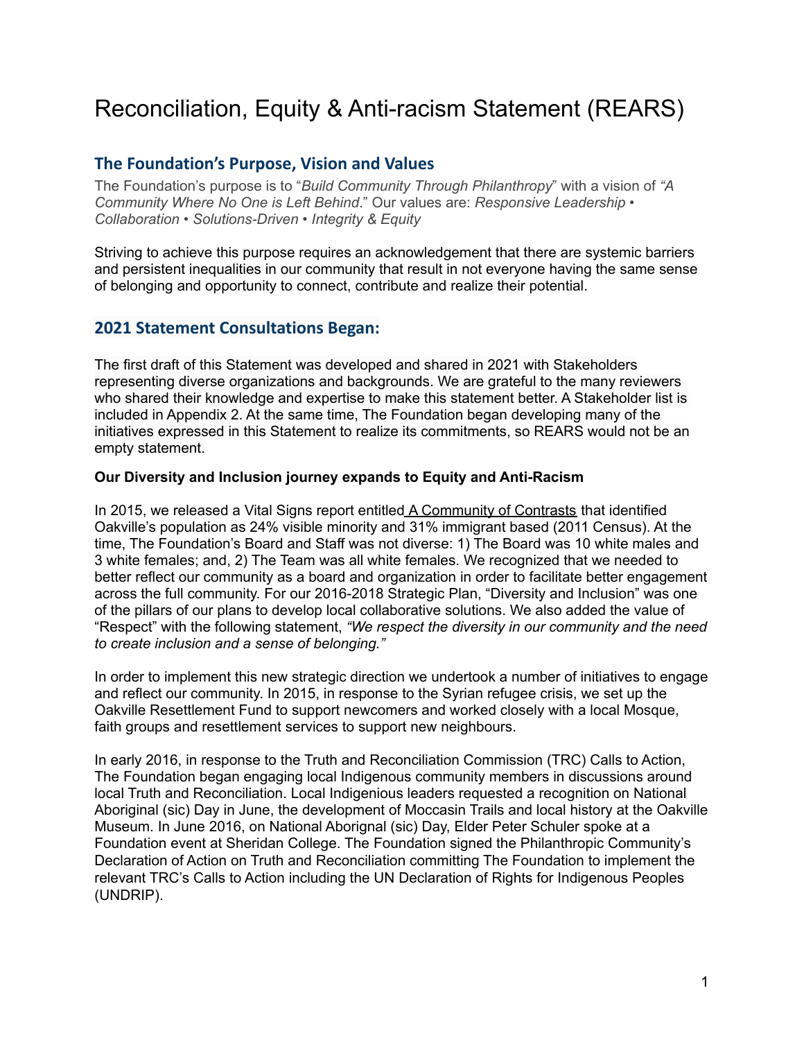# Reconciliation, Equity & Anti-racism Statement (REARS)

## The Foundation's Purpose, Vision and Values

The Foundation's purpose is to "*Build Community Through Philanthropy*" with a vision of *"A Community Where No One is Left Behind*." Our values are: *Responsive Leadership • Collaboration • Solutions-Driven • Integrity & Equity*

Striving to achieve this purpose requires an acknowledgement that there are systemic barriers and persistent inequalities in our community that result in not everyone having the same sense of belonging and opportunity to connect, contribute and realize their potential.

## 2021 Statement Consultations Began:

The first draft of this Statement was developed and shared in 2021 with Stakeholders representing diverse organizations and backgrounds. We are grateful to the many reviewers who shared their knowledge and expertise to make this statement better. A Stakeholder list is included in Appendix 2. At the same time, The Foundation began developing many of the initiatives expressed in this Statement to realize its commitments, so REARS would not be an empty statement.

**Our Diversity and Inclusion journey expands to Equity and Anti-Racism**

In 2015, we released a Vital Signs report entitled A Community of Contrasts that identified Oakville's population as 24% visible minority and 31% immigrant based (2011 Census). At the time, The Foundation's Board and Staff was not diverse: 1) The Board was 10 white males and 3 white females; and, 2) The Team was all white females. We recognized that we needed to better reflect our community as a board and organization in order to facilitate better engagement across the full community. For our 2016-2018 Strategic Plan, "Diversity and Inclusion" was one of the pillars of our plans to develop local collaborative solutions. We also added the value of "Respect" with the following statement, *"We respect the diversity in our community and the need to create inclusion and a sense of belonging."*

In order to implement this new strategic direction we undertook a number of initiatives to engage and reflect our community. In 2015, in response to the Syrian refugee crisis, we set up the Oakville Resettlement Fund to support newcomers and worked closely with a local Mosque, faith groups and resettlement services to support new neighbours.

In early 2016, in response to the Truth and Reconciliation Commission (TRC) Calls to Action, The Foundation began engaging local Indigenous community members in discussions around local Truth and Reconciliation. Local Indigienous leaders requested a recognition on National Aboriginal (sic) Day in June, the development of Moccasin Trails and local history at the Oakville Museum. In June 2016, on National Aborignal (sic) Day, Elder Peter Schuler spoke at a Foundation event at Sheridan College. The Foundation signed the Philanthropic Community's Declaration of Action on Truth and Reconciliation committing The Foundation to implement the relevant TRC's Calls to Action including the UN Declaration of Rights for Indigenous Peoples (UNDRIP).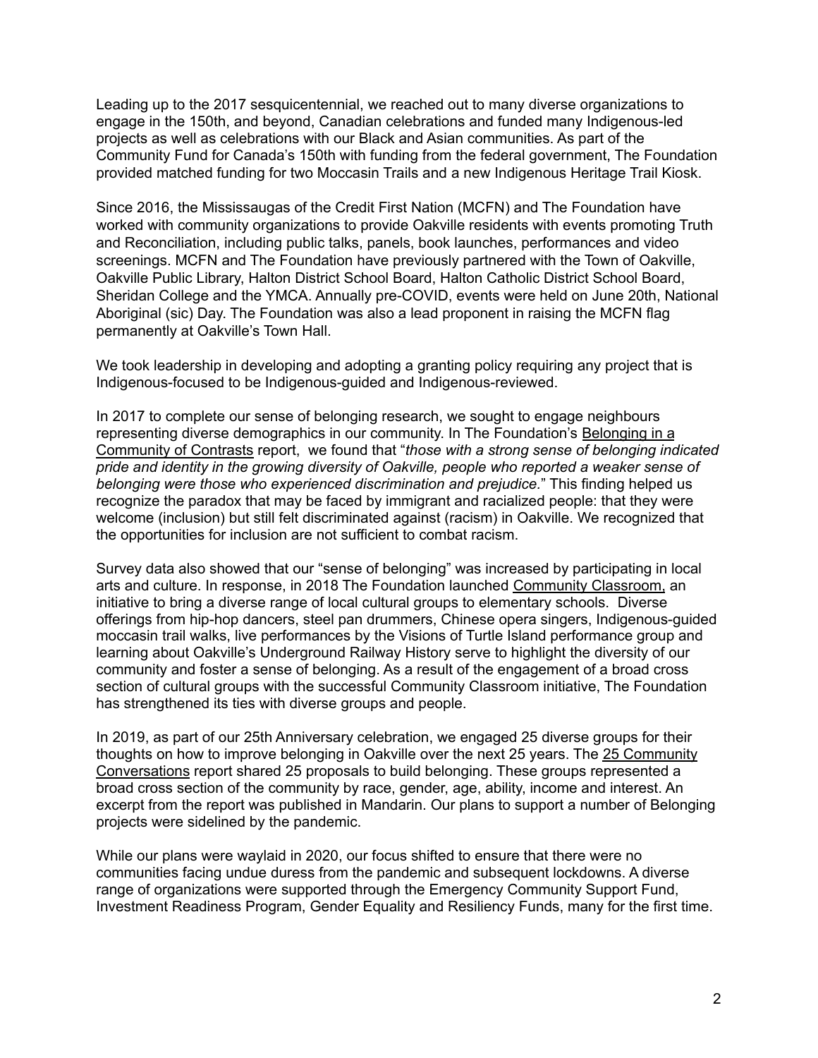Leading up to the 2017 sesquicentennial, we reached out to many diverse organizations to engage in the 150th, and beyond, Canadian celebrations and funded many Indigenous-led projects as well as celebrations with our Black and Asian communities. As part of the Community Fund for Canada's 150th with funding from the federal government, The Foundation provided matched funding for two Moccasin Trails and a new Indigenous Heritage Trail Kiosk.

Since 2016, the Mississaugas of the Credit First Nation (MCFN) and The Foundation have worked with community organizations to provide Oakville residents with events promoting Truth and Reconciliation, including public talks, panels, book launches, performances and video screenings. MCFN and The Foundation have previously partnered with the Town of Oakville, Oakville Public Library, Halton District School Board, Halton Catholic District School Board, Sheridan College and the YMCA. Annually pre-COVID, events were held on June 20th, National Aboriginal (sic) Day. The Foundation was also a lead proponent in raising the MCFN flag permanently at Oakville's Town Hall.

We took leadership in developing and adopting a granting policy requiring any project that is Indigenous-focused to be Indigenous-guided and Indigenous-reviewed.

In 2017 to complete our sense of belonging research, we sought to engage neighbours representing diverse demographics in our community. In The Foundation's Belonging in a Community of Contrasts report, we found that "*those with a strong sense of belonging indicated pride and identity in the growing diversity of Oakville, people who reported a weaker sense of belonging were those who experienced discrimination and prejudice.*" This finding helped us recognize the paradox that may be faced by immigrant and racialized people: that they were welcome (inclusion) but still felt discriminated against (racism) in Oakville. We recognized that the opportunities for inclusion are not sufficient to combat racism.

Survey data also showed that our "sense of belonging" was increased by participating in local arts and culture. In response, in 2018 The Foundation launched Community Classroom, an initiative to bring a diverse range of local cultural groups to elementary schools. Diverse offerings from hip-hop dancers, steel pan drummers, Chinese opera singers, Indigenous-guided moccasin trail walks, live performances by the Visions of Turtle Island performance group and learning about Oakville's Underground Railway History serve to highlight the diversity of our community and foster a sense of belonging. As a result of the engagement of a broad cross section of cultural groups with the successful Community Classroom initiative, The Foundation has strengthened its ties with diverse groups and people.

In 2019, as part of our 25th Anniversary celebration, we engaged 25 diverse groups for their thoughts on how to improve belonging in Oakville over the next 25 years. The 25 Community Conversations report shared 25 proposals to build belonging. These groups represented a broad cross section of the community by race, gender, age, ability, income and interest. An excerpt from the report was published in Mandarin. Our plans to support a number of Belonging projects were sidelined by the pandemic.

While our plans were waylaid in 2020, our focus shifted to ensure that there were no communities facing undue duress from the pandemic and subsequent lockdowns. A diverse range of organizations were supported through the Emergency Community Support Fund, Investment Readiness Program, Gender Equality and Resiliency Funds, many for the first time.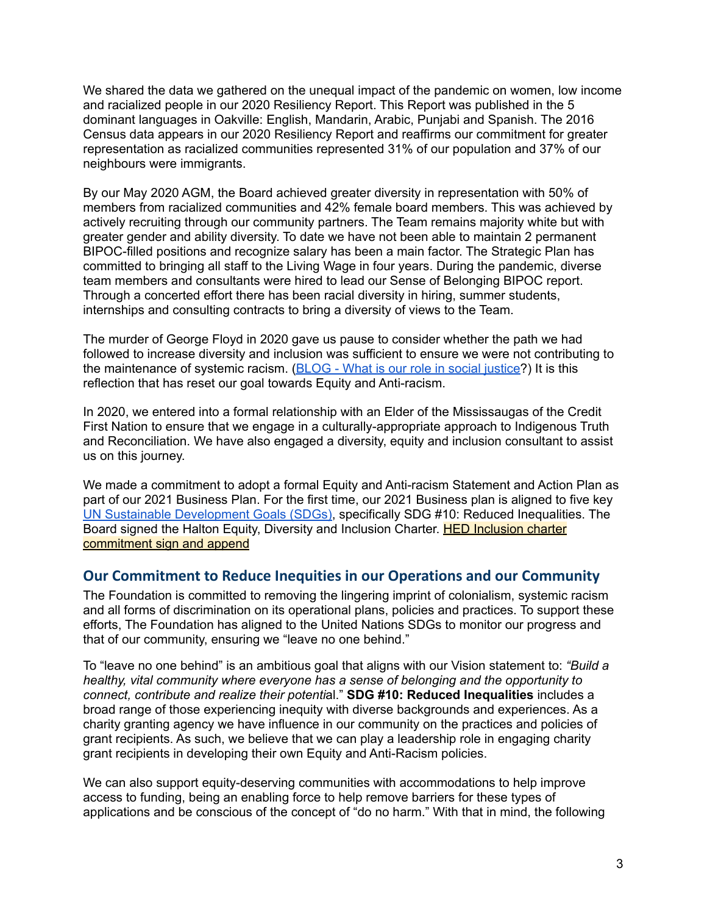We shared the data we gathered on the unequal impact of the pandemic on women, low income and racialized people in our 2020 Resiliency Report. This Report was published in the 5 dominant languages in Oakville: English, Mandarin, Arabic, Punjabi and Spanish. The 2016 Census data appears in our 2020 Resiliency Report and reaffirms our commitment for greater representation as racialized communities represented 31% of our population and 37% of our neighbours were immigrants.

By our May 2020 AGM, the Board achieved greater diversity in representation with 50% of members from racialized communities and 42% female board members. This was achieved by actively recruiting through our community partners. The Team remains majority white but with greater gender and ability diversity. To date we have not been able to maintain 2 permanent BIPOC-filled positions and recognize salary has been a main factor. The Strategic Plan has committed to bringing all staff to the Living Wage in four years. During the pandemic, diverse team members and consultants were hired to lead our Sense of Belonging BIPOC report. Through a concerted effort there has been racial diversity in hiring, summer students, internships and consulting contracts to bring a diversity of views to the Team.

The murder of George Floyd in 2020 gave us pause to consider whether the path we had followed to increase diversity and inclusion was sufficient to ensure we were not contributing to the maintenance of systemic racism. (BLOG - What is our role in social justice?) It is this reflection that has reset our goal towards Equity and Anti-racism.

In 2020, we entered into a formal relationship with an Elder of the Mississaugas of the Credit First Nation to ensure that we engage in a culturally-appropriate approach to Indigenous Truth and Reconciliation. We have also engaged a diversity, equity and inclusion consultant to assist us on this journey.

We made a commitment to adopt a formal Equity and Anti-racism Statement and Action Plan as part of our 2021 Business Plan. For the first time, our 2021 Business plan is aligned to five key UN Sustainable Development Goals (SDGs), specifically SDG #10: Reduced Inequalities. The Board signed the Halton Equity, Diversity and Inclusion Charter. HED Inclusion charter commitment sign and append

## Our Commitment to Reduce Inequities in our Operations and our Community

The Foundation is committed to removing the lingering imprint of colonialism, systemic racism and all forms of discrimination on its operational plans, policies and practices. To support these efforts, The Foundation has aligned to the United Nations SDGs to monitor our progress and that of our community, ensuring we "leave no one behind."

To "leave no one behind" is an ambitious goal that aligns with our Vision statement to: *"Build a healthy, vital community where everyone has a sense of belonging and the opportunity to connect, contribute and realize their potential."* **SDG #10: Reduced Inequalities** includes a broad range of those experiencing inequity with diverse backgrounds and experiences. As a charity granting agency we have influence in our community on the practices and policies of grant recipients. As such, we believe that we can play a leadership role in engaging charity grant recipients in developing their own Equity and Anti-Racism policies.

We can also support equity-deserving communities with accommodations to help improve access to funding, being an enabling force to help remove barriers for these types of applications and be conscious of the concept of "do no harm." With that in mind, the following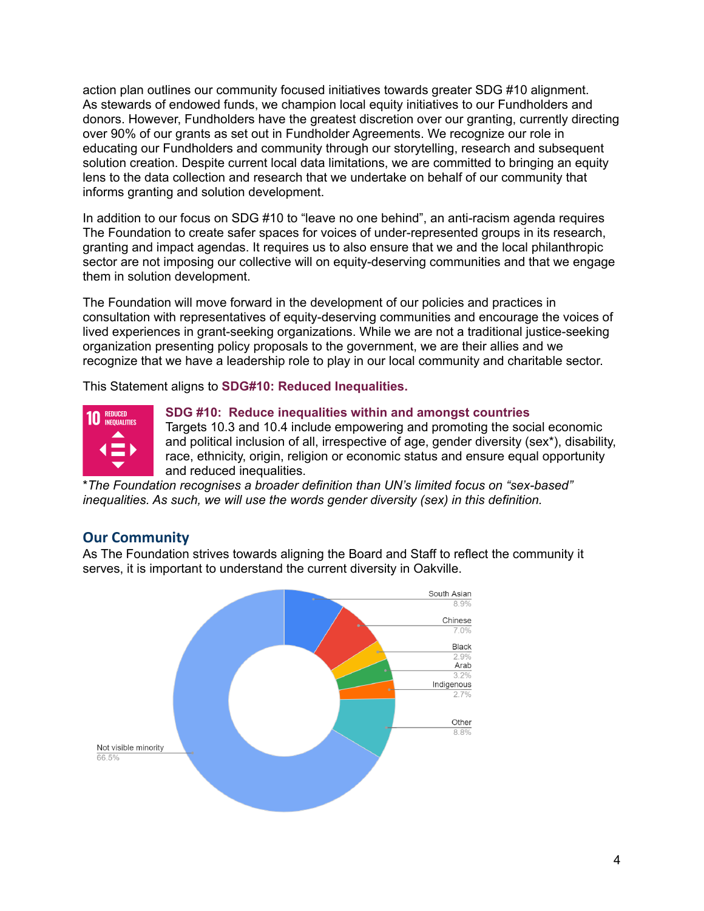action plan outlines our community focused initiatives towards greater SDG #10 alignment. As stewards of endowed funds, we champion local equity initiatives to our Fundholders and donors. However, Fundholders have the greatest discretion over our granting, currently directing over 90% of our grants as set out in Fundholder Agreements. We recognize our role in educating our Fundholders and community through our storytelling, research and subsequent solution creation. Despite current local data limitations, we are committed to bringing an equity lens to the data collection and research that we undertake on behalf of our community that informs granting and solution development.

In addition to our focus on SDG #10 to "leave no one behind", an anti-racism agenda requires The Foundation to create safer spaces for voices of under-represented groups in its research, granting and impact agendas. It requires us to also ensure that we and the local philanthropic sector are not imposing our collective will on equity-deserving communities and that we engage them in solution development.

The Foundation will move forward in the development of our policies and practices in consultation with representatives of equity-deserving communities and encourage the voices of lived experiences in grant-seeking organizations. While we are not a traditional justice-seeking organization presenting policy proposals to the government, we are their allies and we recognize that we have a leadership role to play in our local community and charitable sector.

This Statement aligns to **SDG#10: Reduced Inequalities.**

**SDG #10: Reduce inequalities within and amongst countries**
Targets 10.3 and 10.4 include empowering and promoting the social economic and political inclusion of all, irrespective of age, gender diversity (sex*), disability, race, ethnicity, origin, religion or economic status and ensure equal opportunity and reduced inequalities.

*\*The Foundation recognises a broader definition than UN's limited focus on "sex-based" inequalities. As such, we will use the words gender diversity (sex) in this definition.*

## Our Community

As The Foundation strives towards aligning the Board and Staff to reflect the community it serves, it is important to understand the current diversity in Oakville.

| Group | Percentage |
|---|---|
| South Asian | 8.9% |
| Chinese | 7.0% |
| Black | 2.9% |
| Arab | 3.2% |
| Indigenous | 2.7% |
| Other | 8.8% |
| Not visible minority | 66.5% |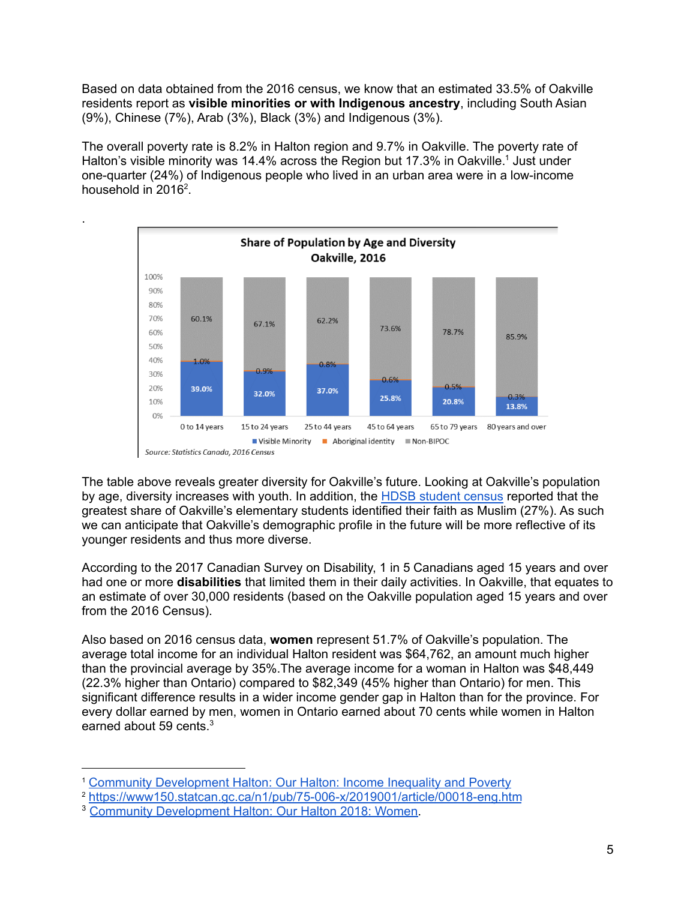Based on data obtained from the 2016 census, we know that an estimated 33.5% of Oakville residents report as **visible minorities or with Indigenous ancestry**, including South Asian (9%), Chinese (7%), Arab (3%), Black (3%) and Indigenous (3%).

The overall poverty rate is 8.2% in Halton region and 9.7% in Oakville. The poverty rate of Halton's visible minority was 14.4% across the Region but 17.3% in Oakville.[1] Just under one-quarter (24%) of Indigenous people who lived in an urban area were in a low-income household in 2016[2].

.

**Share of Population by Age and Diversity**
**Oakville, 2016**

| | 0 to 14 years | 15 to 24 years | 25 to 44 years | 45 to 64 years | 65 to 79 years | 80 years and over |
|---|---|---|---|---|---|---|
| Visible Minority | 39.0% | 32.0% | 37.0% | 25.8% | 20.8% | 13.8% |
| Aboriginal identity | 1.0% | 0.9% | 0.8% | 0.6% | 0.5% | 0.3% |
| Non-BIPOC | 60.1% | 67.1% | 62.2% | 73.6% | 78.7% | 85.9% |

*Source: Statistics Canada, 2016 Census*

The table above reveals greater diversity for Oakville's future. Looking at Oakville's population by age, diversity increases with youth. In addition, the HDSB student census reported that the greatest share of Oakville's elementary students identified their faith as Muslim (27%). As such we can anticipate that Oakville's demographic profile in the future will be more reflective of its younger residents and thus more diverse.

According to the 2017 Canadian Survey on Disability, 1 in 5 Canadians aged 15 years and over had one or more **disabilities** that limited them in their daily activities. In Oakville, that equates to an estimate of over 30,000 residents (based on the Oakville population aged 15 years and over from the 2016 Census).

Also based on 2016 census data, **women** represent 51.7% of Oakville's population. The average total income for an individual Halton resident was $64,762, an amount much higher than the provincial average by 35%.The average income for a woman in Halton was $48,449 (22.3% higher than Ontario) compared to $82,349 (45% higher than Ontario) for men. This significant difference results in a wider income gender gap in Halton than for the province. For every dollar earned by men, women in Ontario earned about 70 cents while women in Halton earned about 59 cents.[3]

---

[1] Community Development Halton: Our Halton: Income Inequality and Poverty
[2] https://www150.statcan.gc.ca/n1/pub/75-006-x/2019001/article/00018-eng.htm
[3] Community Development Halton: Our Halton 2018: Women.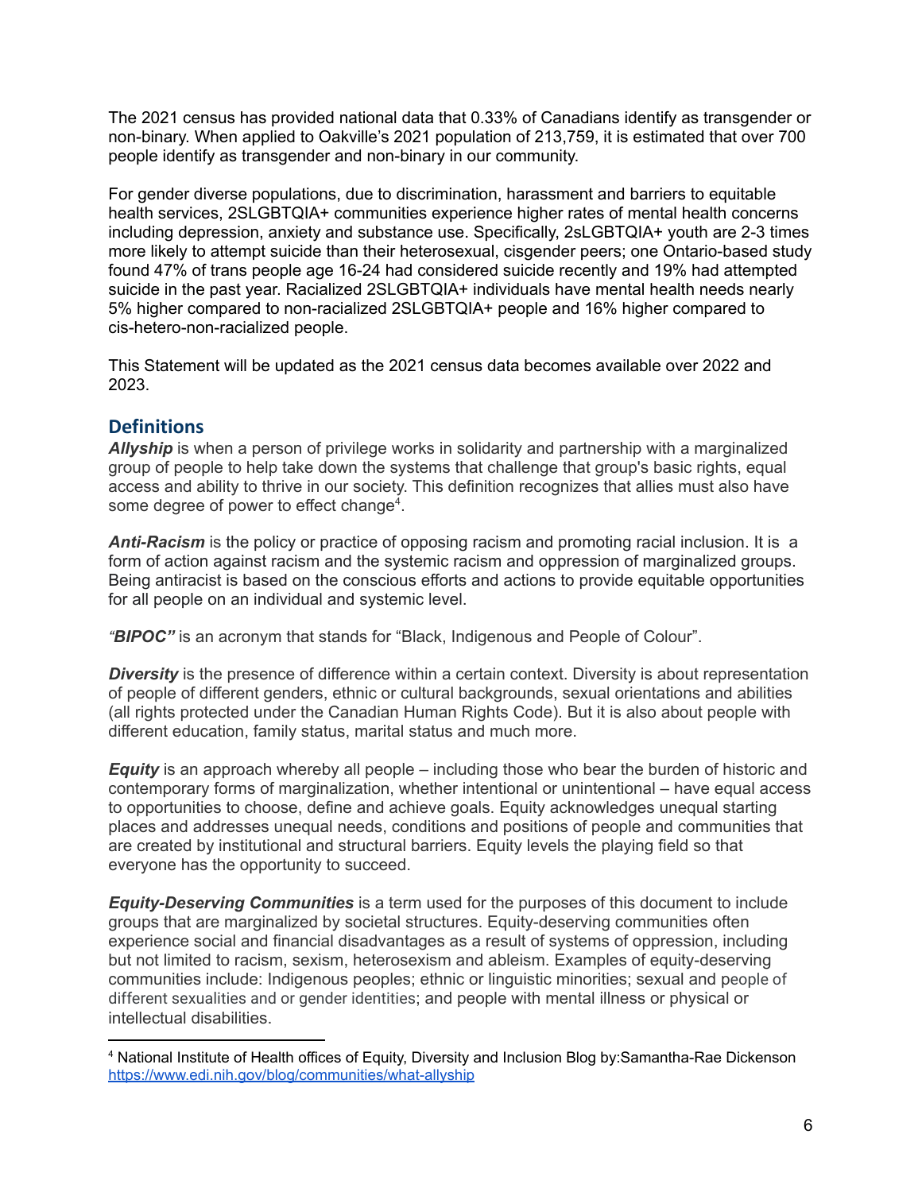The 2021 census has provided national data that 0.33% of Canadians identify as transgender or non-binary. When applied to Oakville's 2021 population of 213,759, it is estimated that over 700 people identify as transgender and non-binary in our community.

For gender diverse populations, due to discrimination, harassment and barriers to equitable health services, 2SLGBTQIA+ communities experience higher rates of mental health concerns including depression, anxiety and substance use. Specifically, 2sLGBTQIA+ youth are 2-3 times more likely to attempt suicide than their heterosexual, cisgender peers; one Ontario-based study found 47% of trans people age 16-24 had considered suicide recently and 19% had attempted suicide in the past year. Racialized 2SLGBTQIA+ individuals have mental health needs nearly 5% higher compared to non-racialized 2SLGBTQIA+ people and 16% higher compared to cis-hetero-non-racialized people.

This Statement will be updated as the 2021 census data becomes available over 2022 and 2023.

## Definitions

***Allyship*** is when a person of privilege works in solidarity and partnership with a marginalized group of people to help take down the systems that challenge that group's basic rights, equal access and ability to thrive in our society. This definition recognizes that allies must also have some degree of power to effect change[4].

***Anti-Racism*** is the policy or practice of opposing racism and promoting racial inclusion. It is a form of action against racism and the systemic racism and oppression of marginalized groups. Being antiracist is based on the conscious efforts and actions to provide equitable opportunities for all people on an individual and systemic level.

***"BIPOC"*** is an acronym that stands for "Black, Indigenous and People of Colour".

***Diversity*** is the presence of difference within a certain context. Diversity is about representation of people of different genders, ethnic or cultural backgrounds, sexual orientations and abilities (all rights protected under the Canadian Human Rights Code). But it is also about people with different education, family status, marital status and much more.

***Equity*** is an approach whereby all people – including those who bear the burden of historic and contemporary forms of marginalization, whether intentional or unintentional – have equal access to opportunities to choose, define and achieve goals. Equity acknowledges unequal starting places and addresses unequal needs, conditions and positions of people and communities that are created by institutional and structural barriers. Equity levels the playing field so that everyone has the opportunity to succeed.

***Equity-Deserving Communities*** is a term used for the purposes of this document to include groups that are marginalized by societal structures. Equity-deserving communities often experience social and financial disadvantages as a result of systems of oppression, including but not limited to racism, sexism, heterosexism and ableism. Examples of equity-deserving communities include: Indigenous peoples; ethnic or linguistic minorities; sexual and people of different sexualities and or gender identities; and people with mental illness or physical or intellectual disabilities.

---

[4] National Institute of Health offices of Equity, Diversity and Inclusion Blog by:Samantha-Rae Dickenson https://www.edi.nih.gov/blog/communities/what-allyship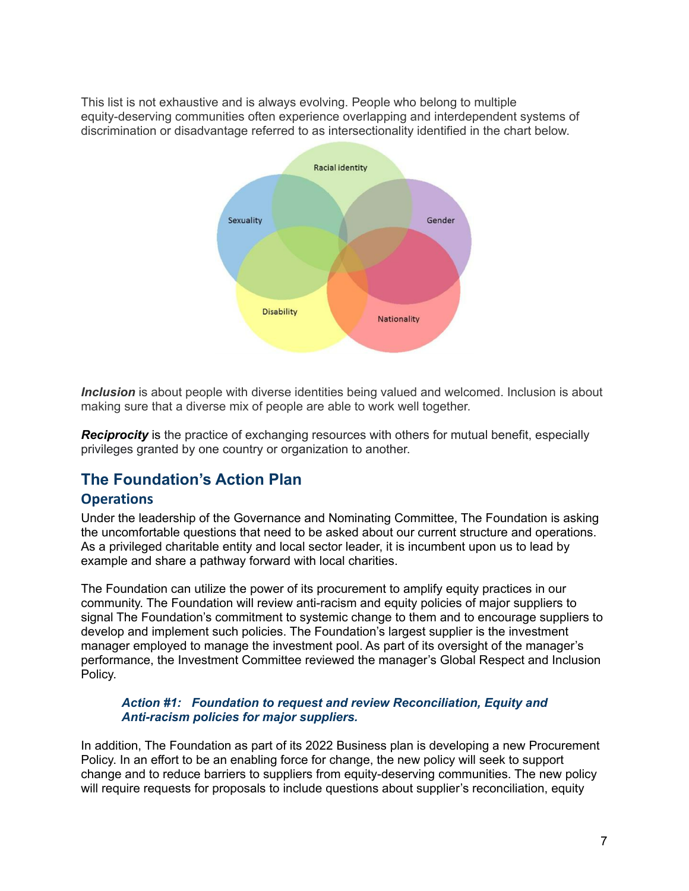This list is not exhaustive and is always evolving. People who belong to multiple equity-deserving communities often experience overlapping and interdependent systems of discrimination or disadvantage referred to as intersectionality identified in the chart below.

Racial identity

Sexuality

Gender

Disability

Nationality

***Inclusion*** is about people with diverse identities being valued and welcomed. Inclusion is about making sure that a diverse mix of people are able to work well together.

***Reciprocity*** is the practice of exchanging resources with others for mutual benefit, especially privileges granted by one country or organization to another.

## The Foundation's Action Plan

### Operations

Under the leadership of the Governance and Nominating Committee, The Foundation is asking the uncomfortable questions that need to be asked about our current structure and operations. As a privileged charitable entity and local sector leader, it is incumbent upon us to lead by example and share a pathway forward with local charities.

The Foundation can utilize the power of its procurement to amplify equity practices in our community. The Foundation will review anti-racism and equity policies of major suppliers to signal The Foundation's commitment to systemic change to them and to encourage suppliers to develop and implement such policies. The Foundation's largest supplier is the investment manager employed to manage the investment pool. As part of its oversight of the manager's performance, the Investment Committee reviewed the manager's Global Respect and Inclusion Policy.

> ***Action #1: Foundation to request and review Reconciliation, Equity and Anti-racism policies for major suppliers.***

In addition, The Foundation as part of its 2022 Business plan is developing a new Procurement Policy. In an effort to be an enabling force for change, the new policy will seek to support change and to reduce barriers to suppliers from equity-deserving communities. The new policy will require requests for proposals to include questions about supplier's reconciliation, equity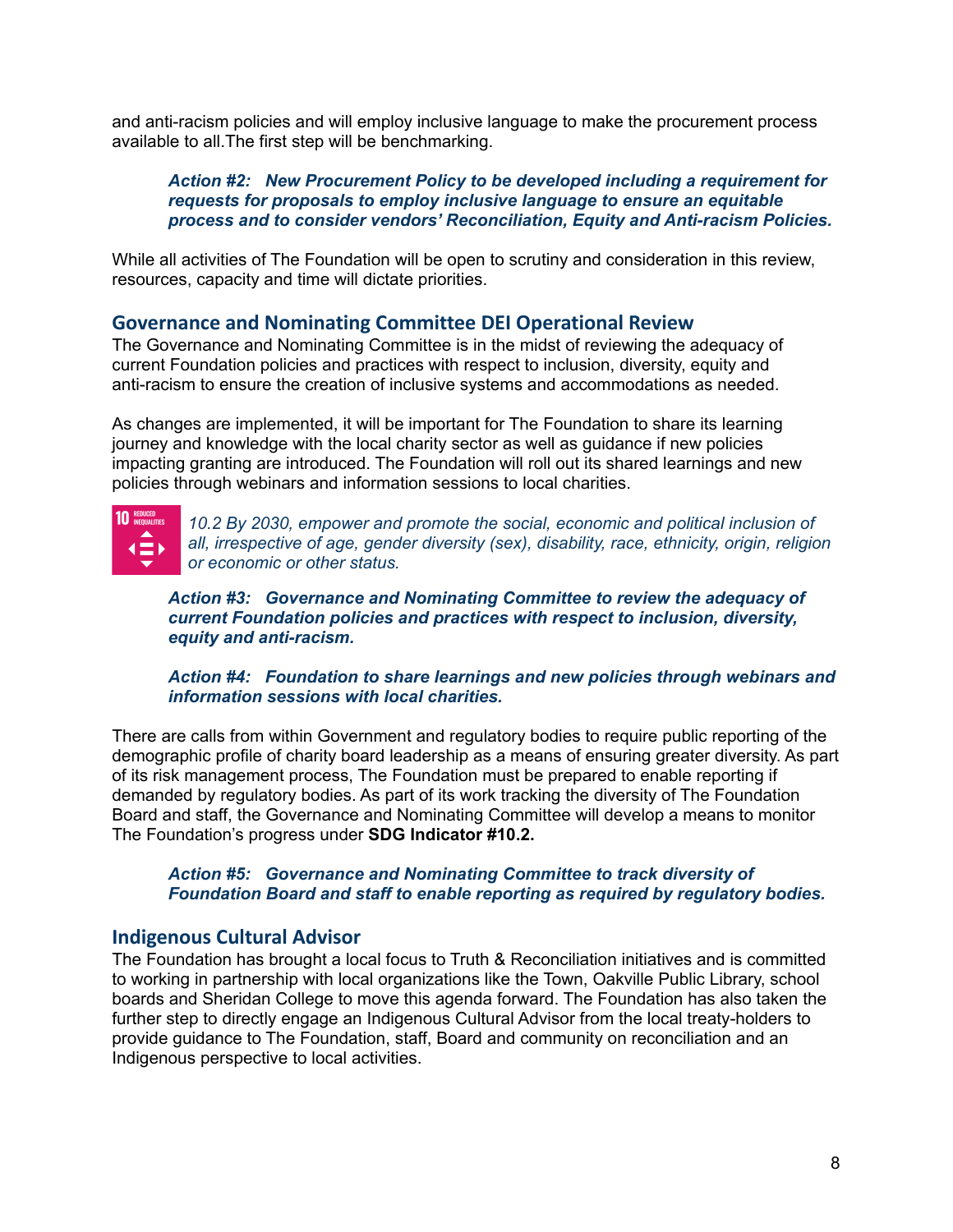and anti-racism policies and will employ inclusive language to make the procurement process available to all.The first step will be benchmarking.

> ***Action #2: New Procurement Policy to be developed including a requirement for requests for proposals to employ inclusive language to ensure an equitable process and to consider vendors' Reconciliation, Equity and Anti-racism Policies.***

While all activities of The Foundation will be open to scrutiny and consideration in this review, resources, capacity and time will dictate priorities.

## Governance and Nominating Committee DEI Operational Review

The Governance and Nominating Committee is in the midst of reviewing the adequacy of current Foundation policies and practices with respect to inclusion, diversity, equity and anti-racism to ensure the creation of inclusive systems and accommodations as needed.

As changes are implemented, it will be important for The Foundation to share its learning journey and knowledge with the local charity sector as well as guidance if new policies impacting granting are introduced. The Foundation will roll out its shared learnings and new policies through webinars and information sessions to local charities.

*10.2 By 2030, empower and promote the social, economic and political inclusion of all, irrespective of age, gender diversity (sex), disability, race, ethnicity, origin, religion or economic or other status.*

> ***Action #3: Governance and Nominating Committee to review the adequacy of current Foundation policies and practices with respect to inclusion, diversity, equity and anti-racism.***

> ***Action #4: Foundation to share learnings and new policies through webinars and information sessions with local charities.***

There are calls from within Government and regulatory bodies to require public reporting of the demographic profile of charity board leadership as a means of ensuring greater diversity. As part of its risk management process, The Foundation must be prepared to enable reporting if demanded by regulatory bodies. As part of its work tracking the diversity of The Foundation Board and staff, the Governance and Nominating Committee will develop a means to monitor The Foundation's progress under **SDG Indicator #10.2.**

> ***Action #5: Governance and Nominating Committee to track diversity of Foundation Board and staff to enable reporting as required by regulatory bodies.***

## Indigenous Cultural Advisor

The Foundation has brought a local focus to Truth & Reconciliation initiatives and is committed to working in partnership with local organizations like the Town, Oakville Public Library, school boards and Sheridan College to move this agenda forward. The Foundation has also taken the further step to directly engage an Indigenous Cultural Advisor from the local treaty-holders to provide guidance to The Foundation, staff, Board and community on reconciliation and an Indigenous perspective to local activities.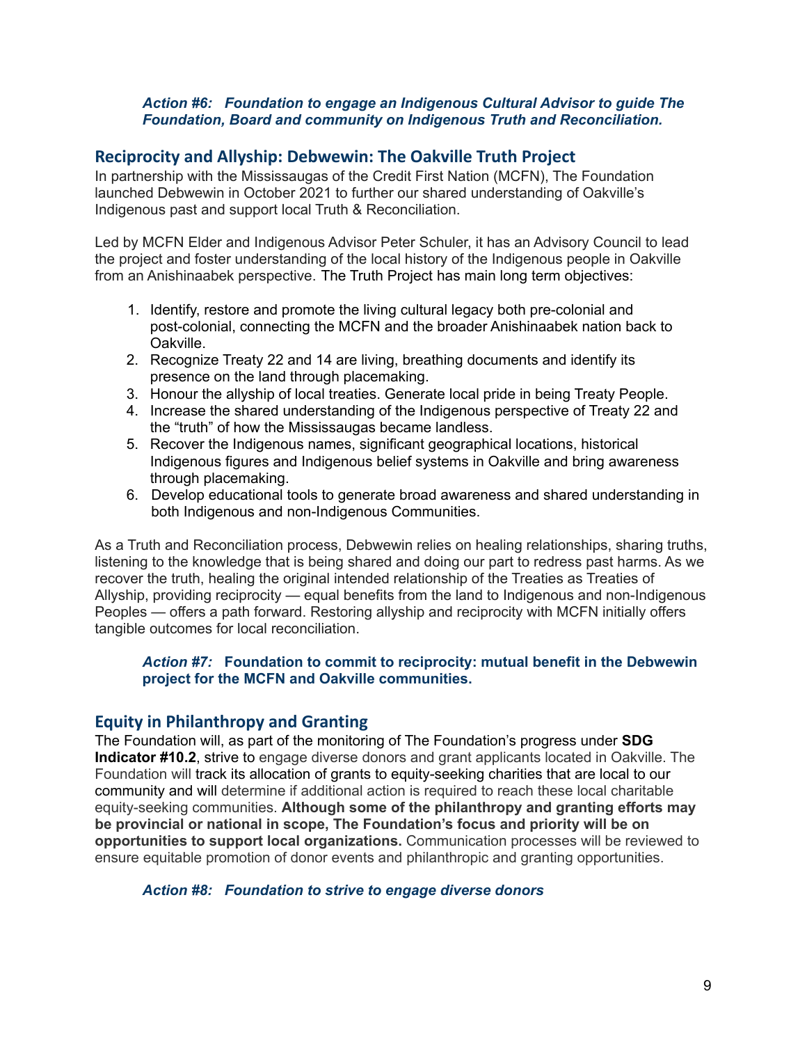***Action #6:  Foundation to engage an Indigenous Cultural Advisor to guide The Foundation, Board and community on Indigenous Truth and Reconciliation.***

## Reciprocity and Allyship: Debwewin: The Oakville Truth Project

In partnership with the Mississaugas of the Credit First Nation (MCFN), The Foundation launched Debwewin in October 2021 to further our shared understanding of Oakville's Indigenous past and support local Truth & Reconciliation.

Led by MCFN Elder and Indigenous Advisor Peter Schuler, it has an Advisory Council to lead the project and foster understanding of the local history of the Indigenous people in Oakville from an Anishinaabek perspective. The Truth Project has main long term objectives:

1. Identify, restore and promote the living cultural legacy both pre-colonial and post-colonial, connecting the MCFN and the broader Anishinaabek nation back to Oakville.
2. Recognize Treaty 22 and 14 are living, breathing documents and identify its presence on the land through placemaking.
3. Honour the allyship of local treaties. Generate local pride in being Treaty People.
4. Increase the shared understanding of the Indigenous perspective of Treaty 22 and the "truth" of how the Mississaugas became landless.
5. Recover the Indigenous names, significant geographical locations, historical Indigenous figures and Indigenous belief systems in Oakville and bring awareness through placemaking.
6. Develop educational tools to generate broad awareness and shared understanding in both Indigenous and non-Indigenous Communities.

As a Truth and Reconciliation process, Debwewin relies on healing relationships, sharing truths, listening to the knowledge that is being shared and doing our part to redress past harms. As we recover the truth, healing the original intended relationship of the Treaties as Treaties of Allyship, providing reciprocity — equal benefits from the land to Indigenous and non-Indigenous Peoples — offers a path forward. Restoring allyship and reciprocity with MCFN initially offers tangible outcomes for local reconciliation.

***Action #7:*** **Foundation to commit to reciprocity: mutual benefit in the Debwewin project for the MCFN and Oakville communities.**

## Equity in Philanthropy and Granting

The Foundation will, as part of the monitoring of The Foundation's progress under **SDG Indicator #10.2**, strive to engage diverse donors and grant applicants located in Oakville. The Foundation will track its allocation of grants to equity-seeking charities that are local to our community and will determine if additional action is required to reach these local charitable equity-seeking communities. **Although some of the philanthropy and granting efforts may be provincial or national in scope, The Foundation's focus and priority will be on opportunities to support local organizations.** Communication processes will be reviewed to ensure equitable promotion of donor events and philanthropic and granting opportunities.

***Action #8:  Foundation to strive to engage diverse donors***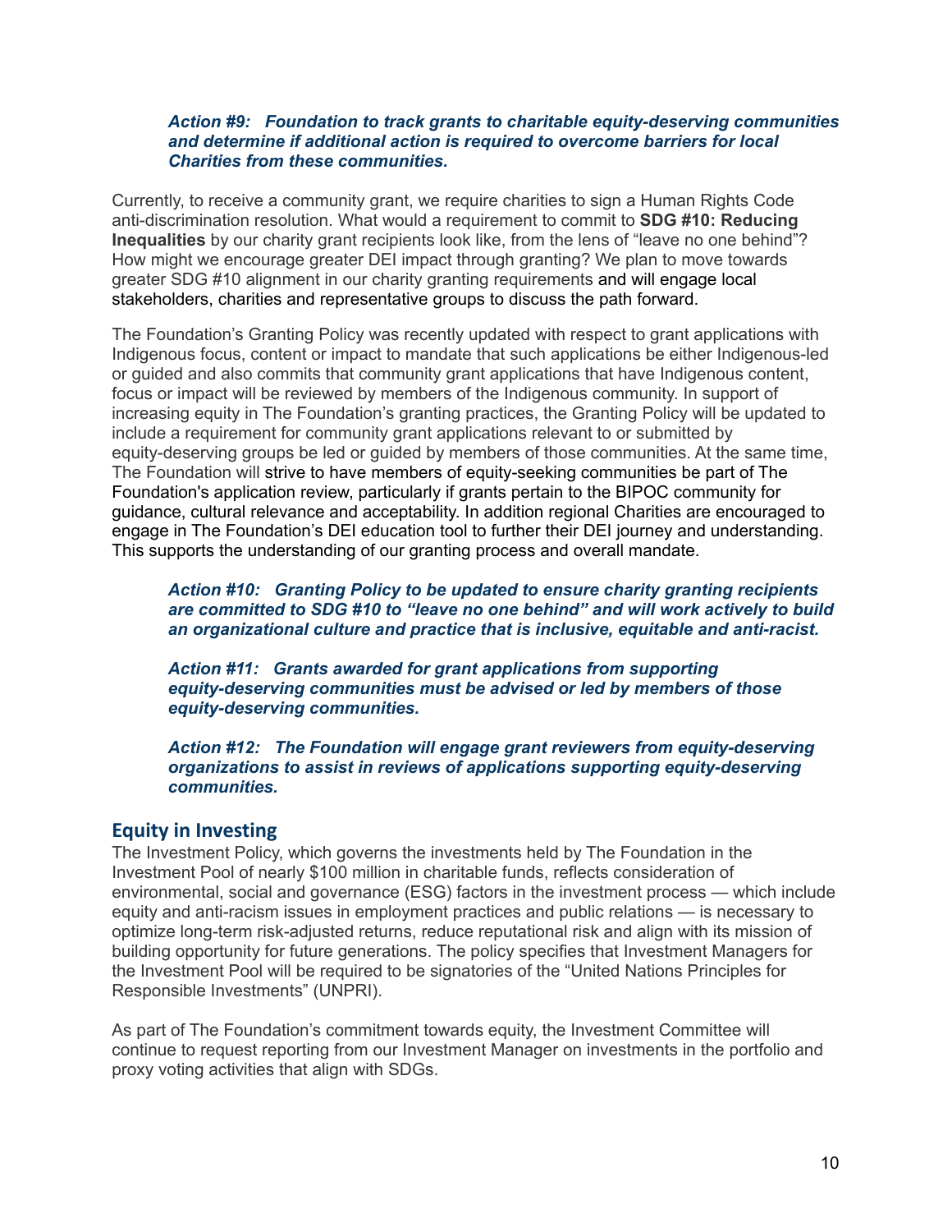***Action #9: Foundation to track grants to charitable equity-deserving communities and determine if additional action is required to overcome barriers for local Charities from these communities.***

Currently, to receive a community grant, we require charities to sign a Human Rights Code anti-discrimination resolution. What would a requirement to commit to **SDG #10: Reducing Inequalities** by our charity grant recipients look like, from the lens of "leave no one behind"? How might we encourage greater DEI impact through granting? We plan to move towards greater SDG #10 alignment in our charity granting requirements and will engage local stakeholders, charities and representative groups to discuss the path forward.

The Foundation's Granting Policy was recently updated with respect to grant applications with Indigenous focus, content or impact to mandate that such applications be either Indigenous-led or guided and also commits that community grant applications that have Indigenous content, focus or impact will be reviewed by members of the Indigenous community. In support of increasing equity in The Foundation's granting practices, the Granting Policy will be updated to include a requirement for community grant applications relevant to or submitted by equity-deserving groups be led or guided by members of those communities. At the same time, The Foundation will strive to have members of equity-seeking communities be part of The Foundation's application review, particularly if grants pertain to the BIPOC community for guidance, cultural relevance and acceptability. In addition regional Charities are encouraged to engage in The Foundation's DEI education tool to further their DEI journey and understanding. This supports the understanding of our granting process and overall mandate.

***Action #10: Granting Policy to be updated to ensure charity granting recipients are committed to SDG #10 to "leave no one behind" and will work actively to build an organizational culture and practice that is inclusive, equitable and anti-racist.***

***Action #11: Grants awarded for grant applications from supporting equity-deserving communities must be advised or led by members of those equity-deserving communities.***

***Action #12: The Foundation will engage grant reviewers from equity-deserving organizations to assist in reviews of applications supporting equity-deserving communities.***

## Equity in Investing

The Investment Policy, which governs the investments held by The Foundation in the Investment Pool of nearly $100 million in charitable funds, reflects consideration of environmental, social and governance (ESG) factors in the investment process — which include equity and anti-racism issues in employment practices and public relations — is necessary to optimize long-term risk-adjusted returns, reduce reputational risk and align with its mission of building opportunity for future generations. The policy specifies that Investment Managers for the Investment Pool will be required to be signatories of the "United Nations Principles for Responsible Investments" (UNPRI).

As part of The Foundation's commitment towards equity, the Investment Committee will continue to request reporting from our Investment Manager on investments in the portfolio and proxy voting activities that align with SDGs.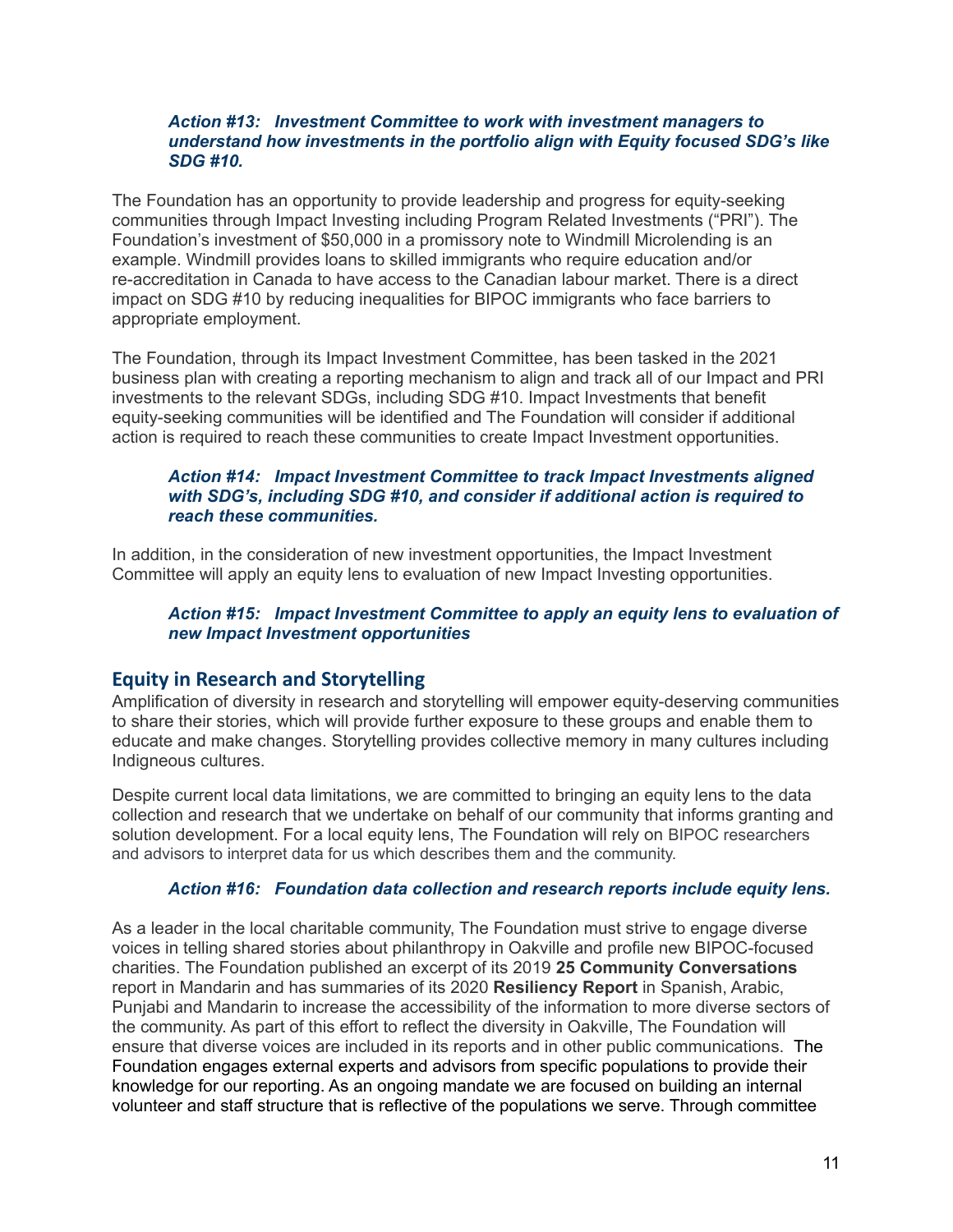***Action #13: Investment Committee to work with investment managers to understand how investments in the portfolio align with Equity focused SDG's like SDG #10.***

The Foundation has an opportunity to provide leadership and progress for equity-seeking communities through Impact Investing including Program Related Investments ("PRI"). The Foundation's investment of $50,000 in a promissory note to Windmill Microlending is an example. Windmill provides loans to skilled immigrants who require education and/or re-accreditation in Canada to have access to the Canadian labour market. There is a direct impact on SDG #10 by reducing inequalities for BIPOC immigrants who face barriers to appropriate employment.

The Foundation, through its Impact Investment Committee, has been tasked in the 2021 business plan with creating a reporting mechanism to align and track all of our Impact and PRI investments to the relevant SDGs, including SDG #10. Impact Investments that benefit equity-seeking communities will be identified and The Foundation will consider if additional action is required to reach these communities to create Impact Investment opportunities.

***Action #14: Impact Investment Committee to track Impact Investments aligned with SDG's, including SDG #10, and consider if additional action is required to reach these communities.***

In addition, in the consideration of new investment opportunities, the Impact Investment Committee will apply an equity lens to evaluation of new Impact Investing opportunities.

***Action #15: Impact Investment Committee to apply an equity lens to evaluation of new Impact Investment opportunities***

## Equity in Research and Storytelling

Amplification of diversity in research and storytelling will empower equity-deserving communities to share their stories, which will provide further exposure to these groups and enable them to educate and make changes. Storytelling provides collective memory in many cultures including Indigneous cultures.

Despite current local data limitations, we are committed to bringing an equity lens to the data collection and research that we undertake on behalf of our community that informs granting and solution development. For a local equity lens, The Foundation will rely on BIPOC researchers and advisors to interpret data for us which describes them and the community.

***Action #16: Foundation data collection and research reports include equity lens.***

As a leader in the local charitable community, The Foundation must strive to engage diverse voices in telling shared stories about philanthropy in Oakville and profile new BIPOC-focused charities. The Foundation published an excerpt of its 2019 **25 Community Conversations** report in Mandarin and has summaries of its 2020 **Resiliency Report** in Spanish, Arabic, Punjabi and Mandarin to increase the accessibility of the information to more diverse sectors of the community. As part of this effort to reflect the diversity in Oakville, The Foundation will ensure that diverse voices are included in its reports and in other public communications. The Foundation engages external experts and advisors from specific populations to provide their knowledge for our reporting. As an ongoing mandate we are focused on building an internal volunteer and staff structure that is reflective of the populations we serve. Through committee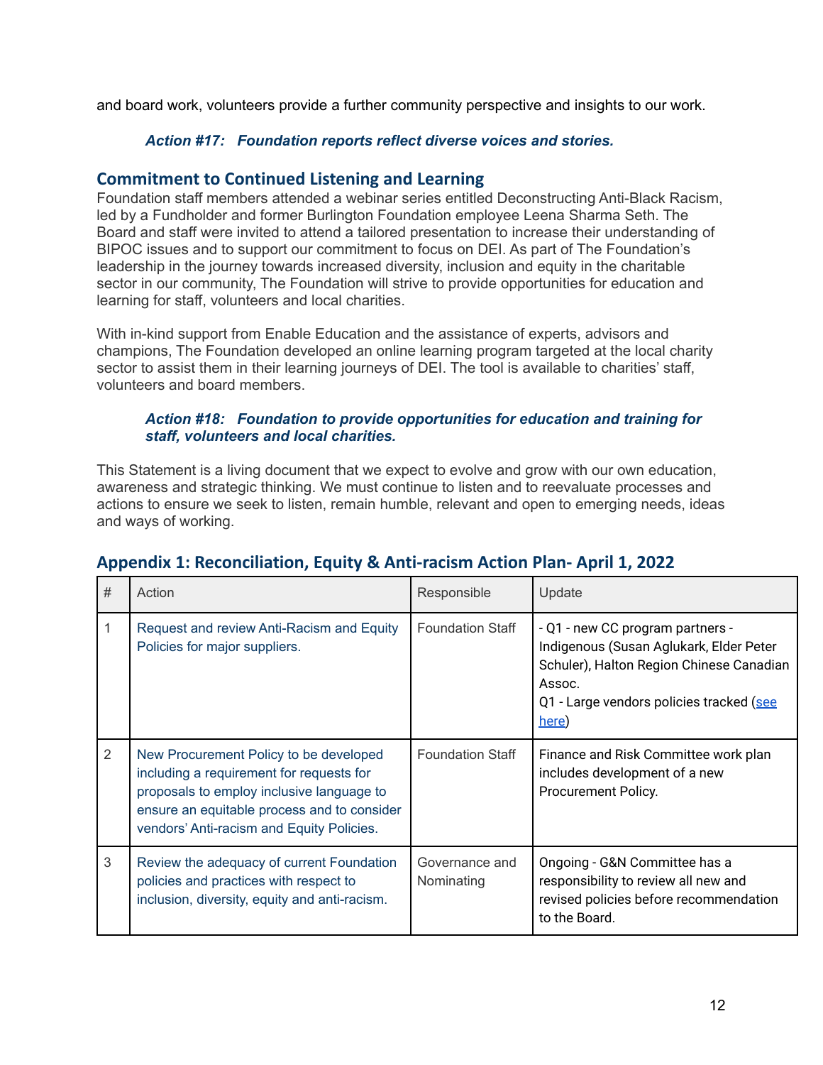and board work, volunteers provide a further community perspective and insights to our work.

***Action #17: Foundation reports reflect diverse voices and stories.***

## Commitment to Continued Listening and Learning

Foundation staff members attended a webinar series entitled Deconstructing Anti-Black Racism, led by a Fundholder and former Burlington Foundation employee Leena Sharma Seth. The Board and staff were invited to attend a tailored presentation to increase their understanding of BIPOC issues and to support our commitment to focus on DEI. As part of The Foundation's leadership in the journey towards increased diversity, inclusion and equity in the charitable sector in our community, The Foundation will strive to provide opportunities for education and learning for staff, volunteers and local charities.

With in-kind support from Enable Education and the assistance of experts, advisors and champions, The Foundation developed an online learning program targeted at the local charity sector to assist them in their learning journeys of DEI. The tool is available to charities' staff, volunteers and board members.

***Action #18: Foundation to provide opportunities for education and training for staff, volunteers and local charities.***

This Statement is a living document that we expect to evolve and grow with our own education, awareness and strategic thinking. We must continue to listen and to reevaluate processes and actions to ensure we seek to listen, remain humble, relevant and open to emerging needs, ideas and ways of working.

## Appendix 1: Reconciliation, Equity & Anti-racism Action Plan- April 1, 2022

| # | Action | Responsible | Update |
|---|---|---|---|
| 1 | Request and review Anti-Racism and Equity Policies for major suppliers. | Foundation Staff | - Q1 - new CC program partners - Indigenous (Susan Aglukark, Elder Peter Schuler), Halton Region Chinese Canadian Assoc.<br>Q1 - Large vendors policies tracked (see here) |
| 2 | New Procurement Policy to be developed including a requirement for requests for proposals to employ inclusive language to ensure an equitable process and to consider vendors' Anti-racism and Equity Policies. | Foundation Staff | Finance and Risk Committee work plan includes development of a new Procurement Policy. |
| 3 | Review the adequacy of current Foundation policies and practices with respect to inclusion, diversity, equity and anti-racism. | Governance and Nominating | Ongoing - G&N Committee has a responsibility to review all new and revised policies before recommendation to the Board. |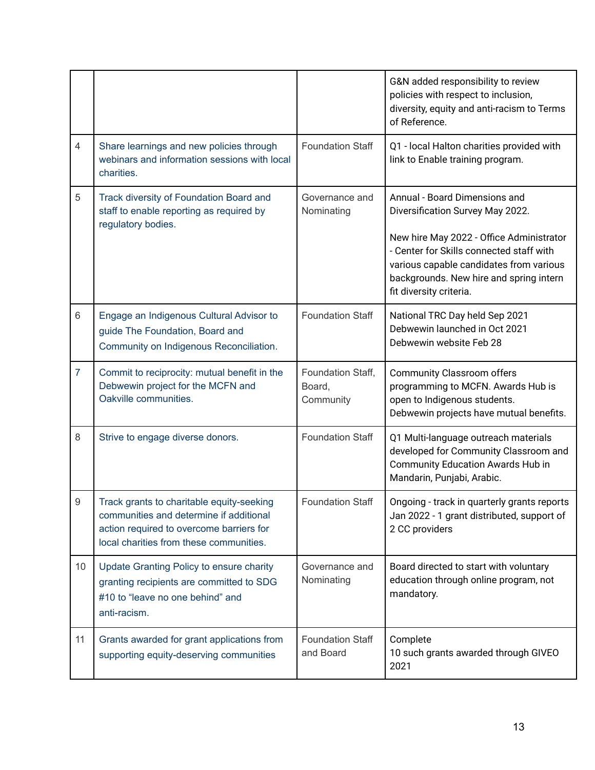| | | | |
|---|---|---|---|
| | | | G&N added responsibility to review policies with respect to inclusion, diversity, equity and anti-racism to Terms of Reference. |
| 4 | Share learnings and new policies through webinars and information sessions with local charities. | Foundation Staff | Q1 - local Halton charities provided with link to Enable training program. |
| 5 | Track diversity of Foundation Board and staff to enable reporting as required by regulatory bodies. | Governance and Nominating | Annual - Board Dimensions and Diversification Survey May 2022.<br><br>New hire May 2022 - Office Administrator - Center for Skills connected staff with various capable candidates from various backgrounds. New hire and spring intern fit diversity criteria. |
| 6 | Engage an Indigenous Cultural Advisor to guide The Foundation, Board and Community on Indigenous Reconciliation. | Foundation Staff | National TRC Day held Sep 2021<br>Debwewin launched in Oct 2021<br>Debwewin website Feb 28 |
| 7 | Commit to reciprocity: mutual benefit in the Debwewin project for the MCFN and Oakville communities. | Foundation Staff, Board, Community | Community Classroom offers programming to MCFN. Awards Hub is open to Indigenous students.<br>Debwewin projects have mutual benefits. |
| 8 | Strive to engage diverse donors. | Foundation Staff | Q1 Multi-language outreach materials developed for Community Classroom and Community Education Awards Hub in Mandarin, Punjabi, Arabic. |
| 9 | Track grants to charitable equity-seeking communities and determine if additional action required to overcome barriers for local charities from these communities. | Foundation Staff | Ongoing - track in quarterly grants reports<br>Jan 2022 - 1 grant distributed, support of 2 CC providers |
| 10 | Update Granting Policy to ensure charity granting recipients are committed to SDG #10 to "leave no one behind" and anti-racism. | Governance and Nominating | Board directed to start with voluntary education through online program, not mandatory. |
| 11 | Grants awarded for grant applications from supporting equity-deserving communities | Foundation Staff and Board | Complete<br>10 such grants awarded through GIVEO 2021 |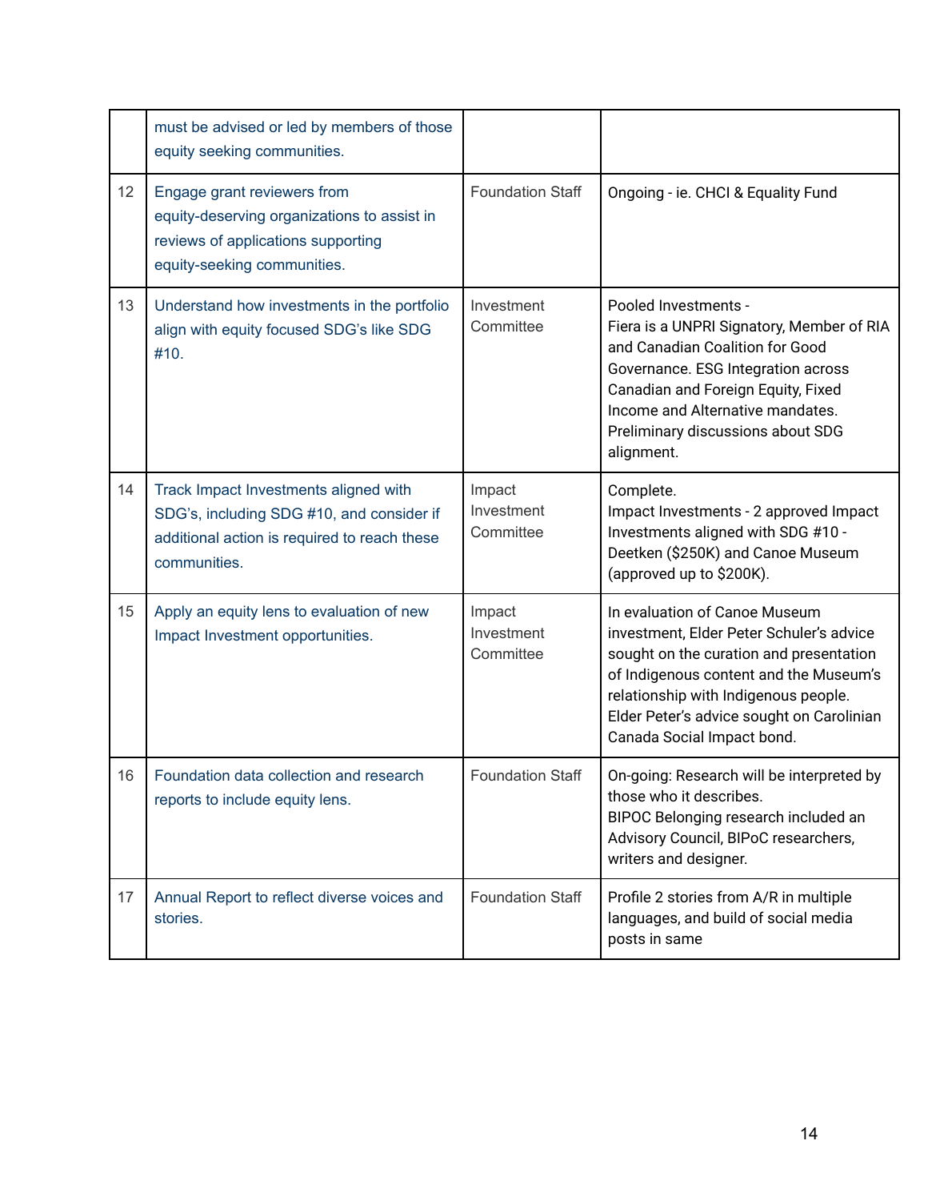| | | | |
|---|---|---|---|
| | must be advised or led by members of those equity seeking communities. | | |
| 12 | Engage grant reviewers from equity-deserving organizations to assist in reviews of applications supporting equity-seeking communities. | Foundation Staff | Ongoing - ie. CHCI & Equality Fund |
| 13 | Understand how investments in the portfolio align with equity focused SDG's like SDG #10. | Investment Committee | Pooled Investments - Fiera is a UNPRI Signatory, Member of RIA and Canadian Coalition for Good Governance. ESG Integration across Canadian and Foreign Equity, Fixed Income and Alternative mandates. Preliminary discussions about SDG alignment. |
| 14 | Track Impact Investments aligned with SDG's, including SDG #10, and consider if additional action is required to reach these communities. | Impact Investment Committee | Complete. Impact Investments - 2 approved Impact Investments aligned with SDG #10 - Deetken ($250K) and Canoe Museum (approved up to $200K). |
| 15 | Apply an equity lens to evaluation of new Impact Investment opportunities. | Impact Investment Committee | In evaluation of Canoe Museum investment, Elder Peter Schuler's advice sought on the curation and presentation of Indigenous content and the Museum's relationship with Indigenous people. Elder Peter's advice sought on Carolinian Canada Social Impact bond. |
| 16 | Foundation data collection and research reports to include equity lens. | Foundation Staff | On-going: Research will be interpreted by those who it describes. BIPOC Belonging research included an Advisory Council, BIPoC researchers, writers and designer. |
| 17 | Annual Report to reflect diverse voices and stories. | Foundation Staff | Profile 2 stories from A/R in multiple languages, and build of social media posts in same |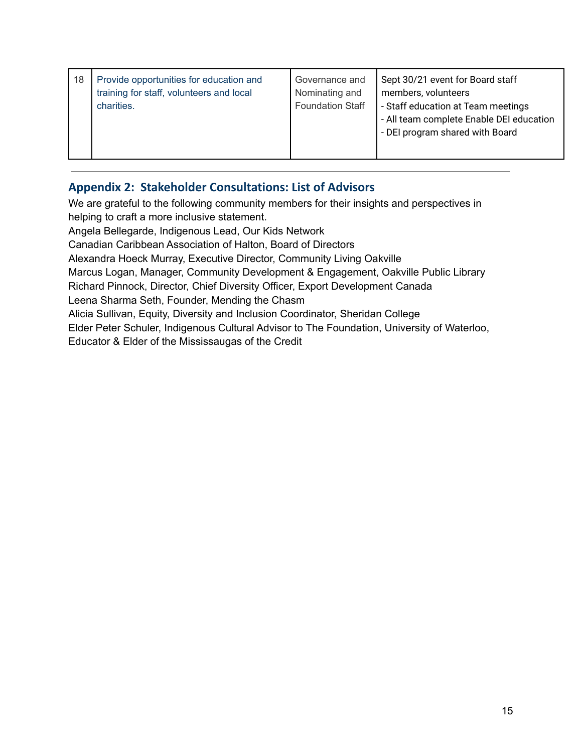| | | | |
|---|---|---|---|
| 18 | Provide opportunities for education and training for staff, volunteers and local charities. | Governance and Nominating and Foundation Staff | Sept 30/21 event for Board staff members, volunteers<br>- Staff education at Team meetings<br>- All team complete Enable DEI education<br>- DEI program shared with Board |

---

## Appendix 2: Stakeholder Consultations: List of Advisors

We are grateful to the following community members for their insights and perspectives in helping to craft a more inclusive statement.

Angela Bellegarde, Indigenous Lead, Our Kids Network
Canadian Caribbean Association of Halton, Board of Directors
Alexandra Hoeck Murray, Executive Director, Community Living Oakville
Marcus Logan, Manager, Community Development & Engagement, Oakville Public Library
Richard Pinnock, Director, Chief Diversity Officer, Export Development Canada
Leena Sharma Seth, Founder, Mending the Chasm
Alicia Sullivan, Equity, Diversity and Inclusion Coordinator, Sheridan College
Elder Peter Schuler, Indigenous Cultural Advisor to The Foundation, University of Waterloo, Educator & Elder of the Mississaugas of the Credit